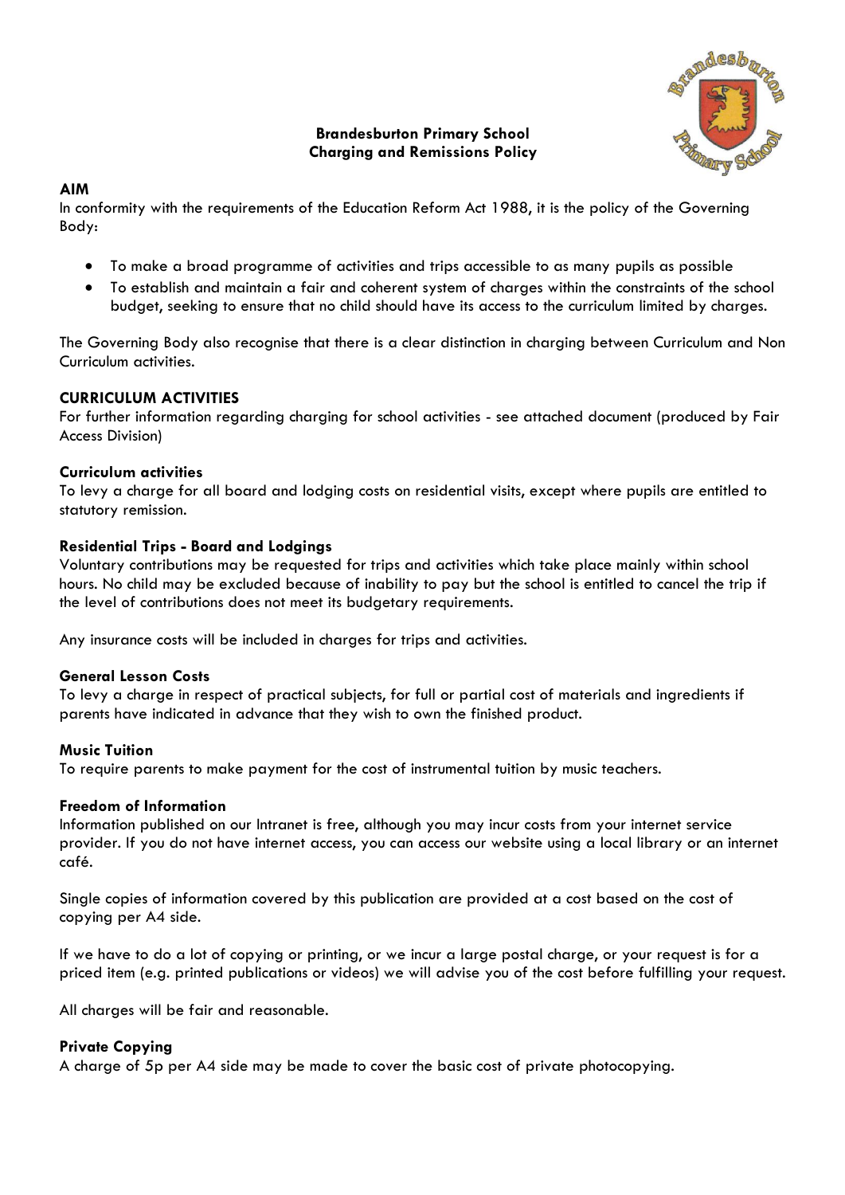# Brandesburton Primary School
## Charging and Remissions Policy

### AIM

In conformity with the requirements of the Education Reform Act 1988, it is the policy of the Governing Body:

- To make a broad programme of activities and trips accessible to as many pupils as possible
- To establish and maintain a fair and coherent system of charges within the constraints of the school budget, seeking to ensure that no child should have its access to the curriculum limited by charges.

The Governing Body also recognise that there is a clear distinction in charging between Curriculum and Non Curriculum activities.

### CURRICULUM ACTIVITIES

For further information regarding charging for school activities - see attached document (produced by Fair Access Division)

#### Curriculum activities

To levy a charge for all board and lodging costs on residential visits, except where pupils are entitled to statutory remission.

#### Residential Trips - Board and Lodgings

Voluntary contributions may be requested for trips and activities which take place mainly within school hours. No child may be excluded because of inability to pay but the school is entitled to cancel the trip if the level of contributions does not meet its budgetary requirements.

Any insurance costs will be included in charges for trips and activities.

#### General Lesson Costs

To levy a charge in respect of practical subjects, for full or partial cost of materials and ingredients if parents have indicated in advance that they wish to own the finished product.

#### Music Tuition

To require parents to make payment for the cost of instrumental tuition by music teachers.

#### Freedom of Information

Information published on our Intranet is free, although you may incur costs from your internet service provider. If you do not have internet access, you can access our website using a local library or an internet café.

Single copies of information covered by this publication are provided at a cost based on the cost of copying per A4 side.

If we have to do a lot of copying or printing, or we incur a large postal charge, or your request is for a priced item (e.g. printed publications or videos) we will advise you of the cost before fulfilling your request.

All charges will be fair and reasonable.

#### Private Copying

A charge of 5p per A4 side may be made to cover the basic cost of private photocopying.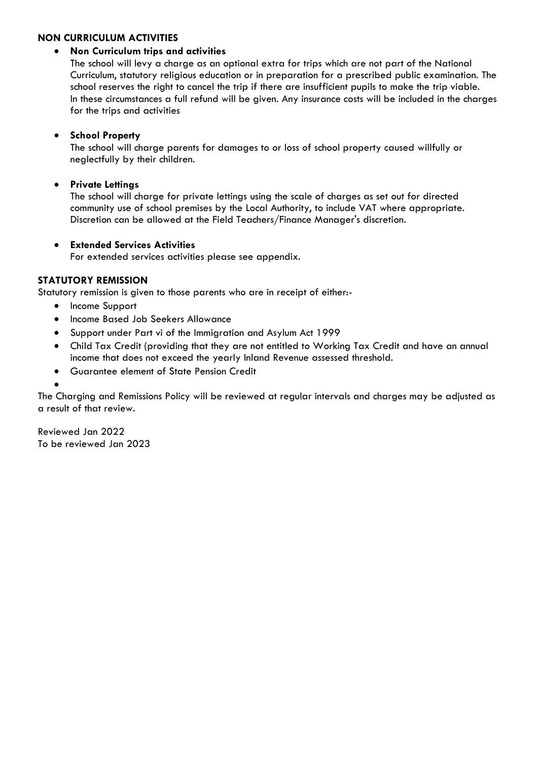**NON CURRICULUM ACTIVITIES**

- **Non Curriculum trips and activities**
  The school will levy a charge as an optional extra for trips which are not part of the National Curriculum, statutory religious education or in preparation for a prescribed public examination. The school reserves the right to cancel the trip if there are insufficient pupils to make the trip viable. In these circumstances a full refund will be given. Any insurance costs will be included in the charges for the trips and activities

- **School Property**
  The school will charge parents for damages to or loss of school property caused willfully or neglectfully by their children.

- **Private Lettings**
  The school will charge for private lettings using the scale of charges as set out for directed community use of school premises by the Local Authority, to include VAT where appropriate. Discretion can be allowed at the Field Teachers/Finance Manager's discretion.

- **Extended Services Activities**
  For extended services activities please see appendix.

**STATUTORY REMISSION**

Statutory remission is given to those parents who are in receipt of either:-

- Income Support
- Income Based Job Seekers Allowance
- Support under Part vi of the Immigration and Asylum Act 1999
- Child Tax Credit (providing that they are not entitled to Working Tax Credit and have an annual income that does not exceed the yearly Inland Revenue assessed threshold.
- Guarantee element of State Pension Credit

The Charging and Remissions Policy will be reviewed at regular intervals and charges may be adjusted as a result of that review.

Reviewed Jan 2022
To be reviewed Jan 2023